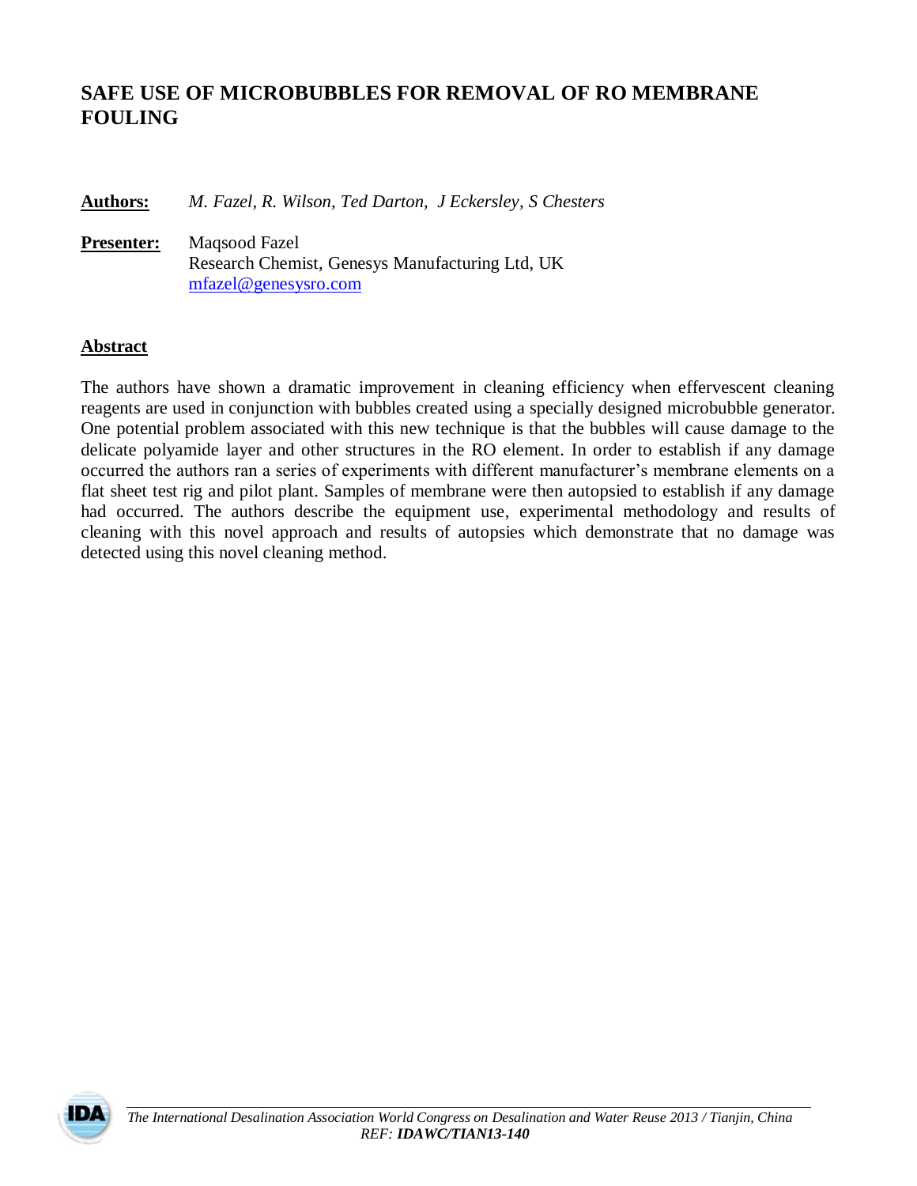# SAFE USE OF MICROBUBBLES FOR REMOVAL OF RO MEMBRANE FOULING

**Authors:** *M. Fazel, R. Wilson, Ted Darton, J Eckersley, S Chesters*

**Presenter:** Maqsood Fazel
Research Chemist, Genesys Manufacturing Ltd, UK
mfazel@genesysro.com

## Abstract

The authors have shown a dramatic improvement in cleaning efficiency when effervescent cleaning reagents are used in conjunction with bubbles created using a specially designed microbubble generator. One potential problem associated with this new technique is that the bubbles will cause damage to the delicate polyamide layer and other structures in the RO element. In order to establish if any damage occurred the authors ran a series of experiments with different manufacturer's membrane elements on a flat sheet test rig and pilot plant. Samples of membrane were then autopsied to establish if any damage had occurred. The authors describe the equipment use, experimental methodology and results of cleaning with this novel approach and results of autopsies which demonstrate that no damage was detected using this novel cleaning method.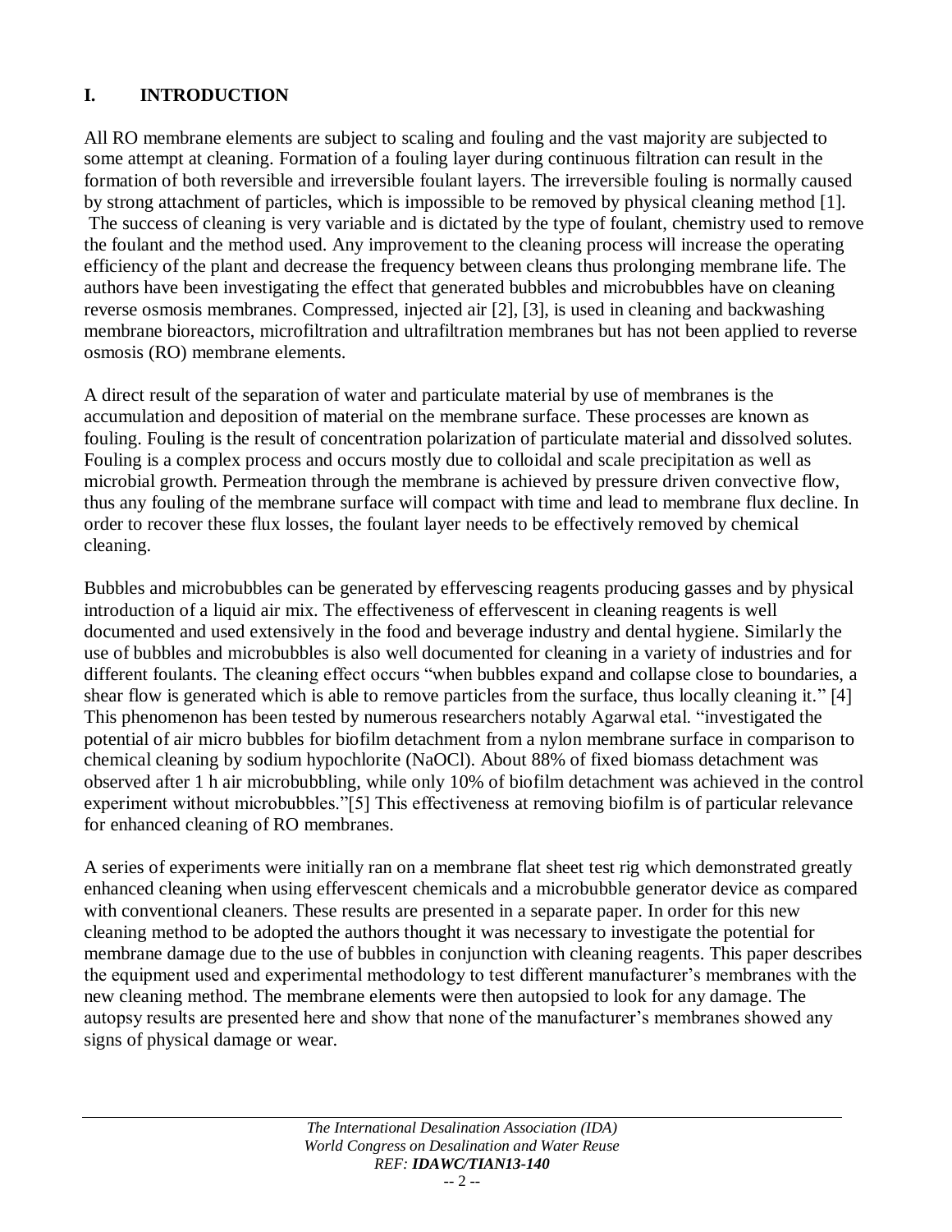## I. INTRODUCTION

All RO membrane elements are subject to scaling and fouling and the vast majority are subjected to some attempt at cleaning. Formation of a fouling layer during continuous filtration can result in the formation of both reversible and irreversible foulant layers. The irreversible fouling is normally caused by strong attachment of particles, which is impossible to be removed by physical cleaning method [1]. The success of cleaning is very variable and is dictated by the type of foulant, chemistry used to remove the foulant and the method used. Any improvement to the cleaning process will increase the operating efficiency of the plant and decrease the frequency between cleans thus prolonging membrane life. The authors have been investigating the effect that generated bubbles and microbubbles have on cleaning reverse osmosis membranes. Compressed, injected air [2], [3], is used in cleaning and backwashing membrane bioreactors, microfiltration and ultrafiltration membranes but has not been applied to reverse osmosis (RO) membrane elements.

A direct result of the separation of water and particulate material by use of membranes is the accumulation and deposition of material on the membrane surface. These processes are known as fouling. Fouling is the result of concentration polarization of particulate material and dissolved solutes. Fouling is a complex process and occurs mostly due to colloidal and scale precipitation as well as microbial growth. Permeation through the membrane is achieved by pressure driven convective flow, thus any fouling of the membrane surface will compact with time and lead to membrane flux decline. In order to recover these flux losses, the foulant layer needs to be effectively removed by chemical cleaning.

Bubbles and microbubbles can be generated by effervescing reagents producing gasses and by physical introduction of a liquid air mix. The effectiveness of effervescent in cleaning reagents is well documented and used extensively in the food and beverage industry and dental hygiene. Similarly the use of bubbles and microbubbles is also well documented for cleaning in a variety of industries and for different foulants. The cleaning effect occurs "when bubbles expand and collapse close to boundaries, a shear flow is generated which is able to remove particles from the surface, thus locally cleaning it." [4] This phenomenon has been tested by numerous researchers notably Agarwal etal. "investigated the potential of air micro bubbles for biofilm detachment from a nylon membrane surface in comparison to chemical cleaning by sodium hypochlorite (NaOCl). About 88% of fixed biomass detachment was observed after 1 h air microbubbling, while only 10% of biofilm detachment was achieved in the control experiment without microbubbles."[5] This effectiveness at removing biofilm is of particular relevance for enhanced cleaning of RO membranes.

A series of experiments were initially ran on a membrane flat sheet test rig which demonstrated greatly enhanced cleaning when using effervescent chemicals and a microbubble generator device as compared with conventional cleaners. These results are presented in a separate paper. In order for this new cleaning method to be adopted the authors thought it was necessary to investigate the potential for membrane damage due to the use of bubbles in conjunction with cleaning reagents. This paper describes the equipment used and experimental methodology to test different manufacturer's membranes with the new cleaning method. The membrane elements were then autopsied to look for any damage. The autopsy results are presented here and show that none of the manufacturer's membranes showed any signs of physical damage or wear.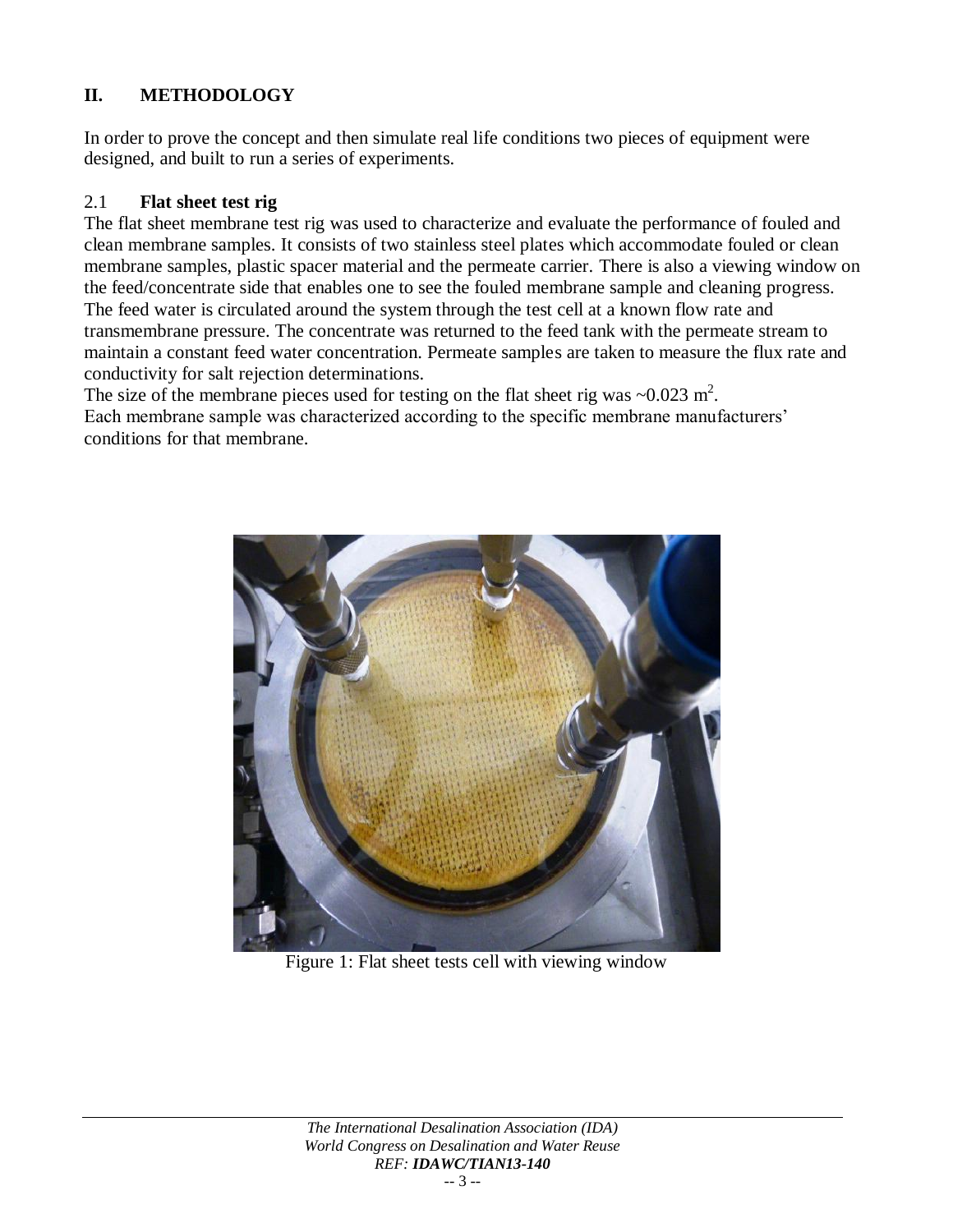## II. METHODOLOGY

In order to prove the concept and then simulate real life conditions two pieces of equipment were designed, and built to run a series of experiments.

### 2.1 Flat sheet test rig

The flat sheet membrane test rig was used to characterize and evaluate the performance of fouled and clean membrane samples. It consists of two stainless steel plates which accommodate fouled or clean membrane samples, plastic spacer material and the permeate carrier. There is also a viewing window on the feed/concentrate side that enables one to see the fouled membrane sample and cleaning progress. The feed water is circulated around the system through the test cell at a known flow rate and transmembrane pressure. The concentrate was returned to the feed tank with the permeate stream to maintain a constant feed water concentration. Permeate samples are taken to measure the flux rate and conductivity for salt rejection determinations.

The size of the membrane pieces used for testing on the flat sheet rig was ~0.023 $m^2$.

Each membrane sample was characterized according to the specific membrane manufacturers' conditions for that membrane.

Figure 1: Flat sheet tests cell with viewing window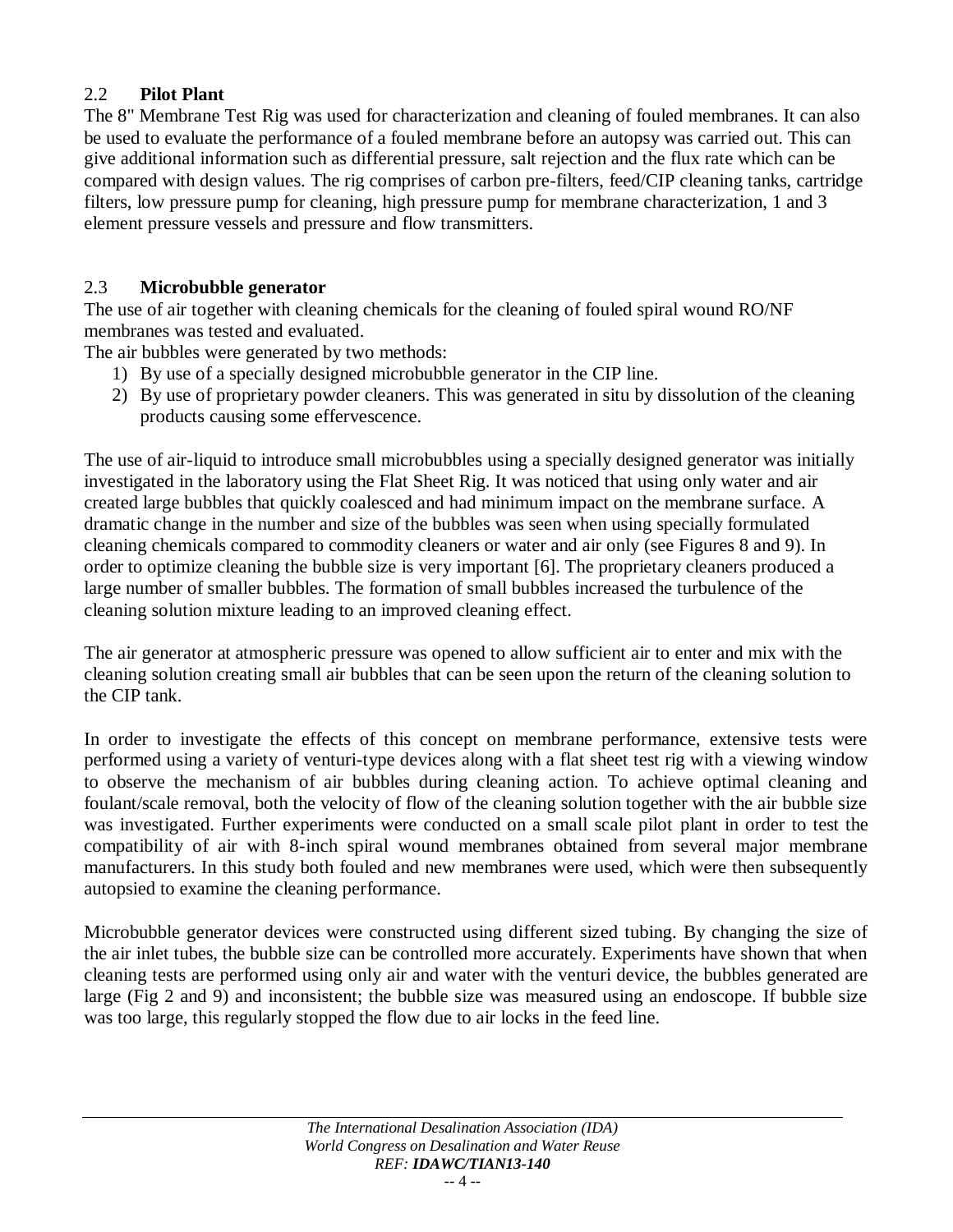## 2.2 Pilot Plant

The 8" Membrane Test Rig was used for characterization and cleaning of fouled membranes. It can also be used to evaluate the performance of a fouled membrane before an autopsy was carried out. This can give additional information such as differential pressure, salt rejection and the flux rate which can be compared with design values. The rig comprises of carbon pre-filters, feed/CIP cleaning tanks, cartridge filters, low pressure pump for cleaning, high pressure pump for membrane characterization, 1 and 3 element pressure vessels and pressure and flow transmitters.

## 2.3 Microbubble generator

The use of air together with cleaning chemicals for the cleaning of fouled spiral wound RO/NF membranes was tested and evaluated.

The air bubbles were generated by two methods:

1) By use of a specially designed microbubble generator in the CIP line.
2) By use of proprietary powder cleaners. This was generated in situ by dissolution of the cleaning products causing some effervescence.

The use of air-liquid to introduce small microbubbles using a specially designed generator was initially investigated in the laboratory using the Flat Sheet Rig. It was noticed that using only water and air created large bubbles that quickly coalesced and had minimum impact on the membrane surface. A dramatic change in the number and size of the bubbles was seen when using specially formulated cleaning chemicals compared to commodity cleaners or water and air only (see Figures 8 and 9). In order to optimize cleaning the bubble size is very important [6]. The proprietary cleaners produced a large number of smaller bubbles. The formation of small bubbles increased the turbulence of the cleaning solution mixture leading to an improved cleaning effect.

The air generator at atmospheric pressure was opened to allow sufficient air to enter and mix with the cleaning solution creating small air bubbles that can be seen upon the return of the cleaning solution to the CIP tank.

In order to investigate the effects of this concept on membrane performance, extensive tests were performed using a variety of venturi-type devices along with a flat sheet test rig with a viewing window to observe the mechanism of air bubbles during cleaning action. To achieve optimal cleaning and foulant/scale removal, both the velocity of flow of the cleaning solution together with the air bubble size was investigated. Further experiments were conducted on a small scale pilot plant in order to test the compatibility of air with 8-inch spiral wound membranes obtained from several major membrane manufacturers. In this study both fouled and new membranes were used, which were then subsequently autopsied to examine the cleaning performance.

Microbubble generator devices were constructed using different sized tubing. By changing the size of the air inlet tubes, the bubble size can be controlled more accurately. Experiments have shown that when cleaning tests are performed using only air and water with the venturi device, the bubbles generated are large (Fig 2 and 9) and inconsistent; the bubble size was measured using an endoscope. If bubble size was too large, this regularly stopped the flow due to air locks in the feed line.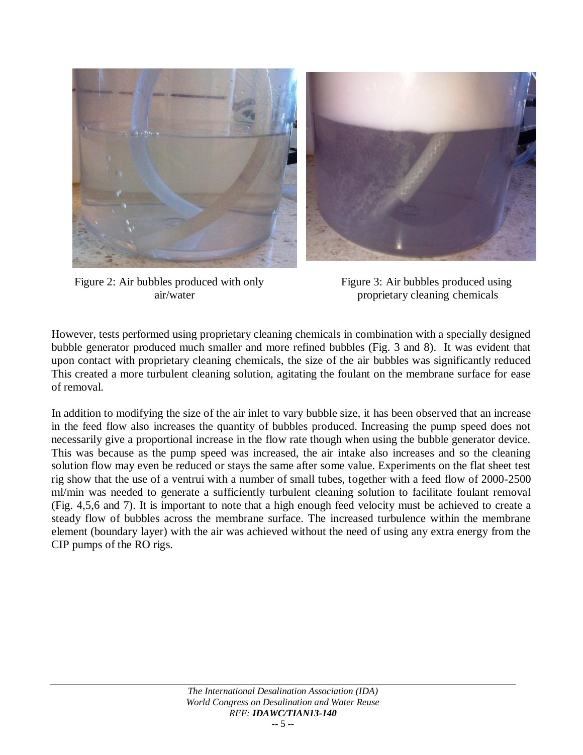Figure 2: Air bubbles produced with only air/water

Figure 3: Air bubbles produced using proprietary cleaning chemicals

However, tests performed using proprietary cleaning chemicals in combination with a specially designed bubble generator produced much smaller and more refined bubbles (Fig. 3 and 8). It was evident that upon contact with proprietary cleaning chemicals, the size of the air bubbles was significantly reduced This created a more turbulent cleaning solution, agitating the foulant on the membrane surface for ease of removal.

In addition to modifying the size of the air inlet to vary bubble size, it has been observed that an increase in the feed flow also increases the quantity of bubbles produced. Increasing the pump speed does not necessarily give a proportional increase in the flow rate though when using the bubble generator device. This was because as the pump speed was increased, the air intake also increases and so the cleaning solution flow may even be reduced or stays the same after some value. Experiments on the flat sheet test rig show that the use of a ventrui with a number of small tubes, together with a feed flow of 2000-2500 ml/min was needed to generate a sufficiently turbulent cleaning solution to facilitate foulant removal (Fig. 4,5,6 and 7). It is important to note that a high enough feed velocity must be achieved to create a steady flow of bubbles across the membrane surface. The increased turbulence within the membrane element (boundary layer) with the air was achieved without the need of using any extra energy from the CIP pumps of the RO rigs.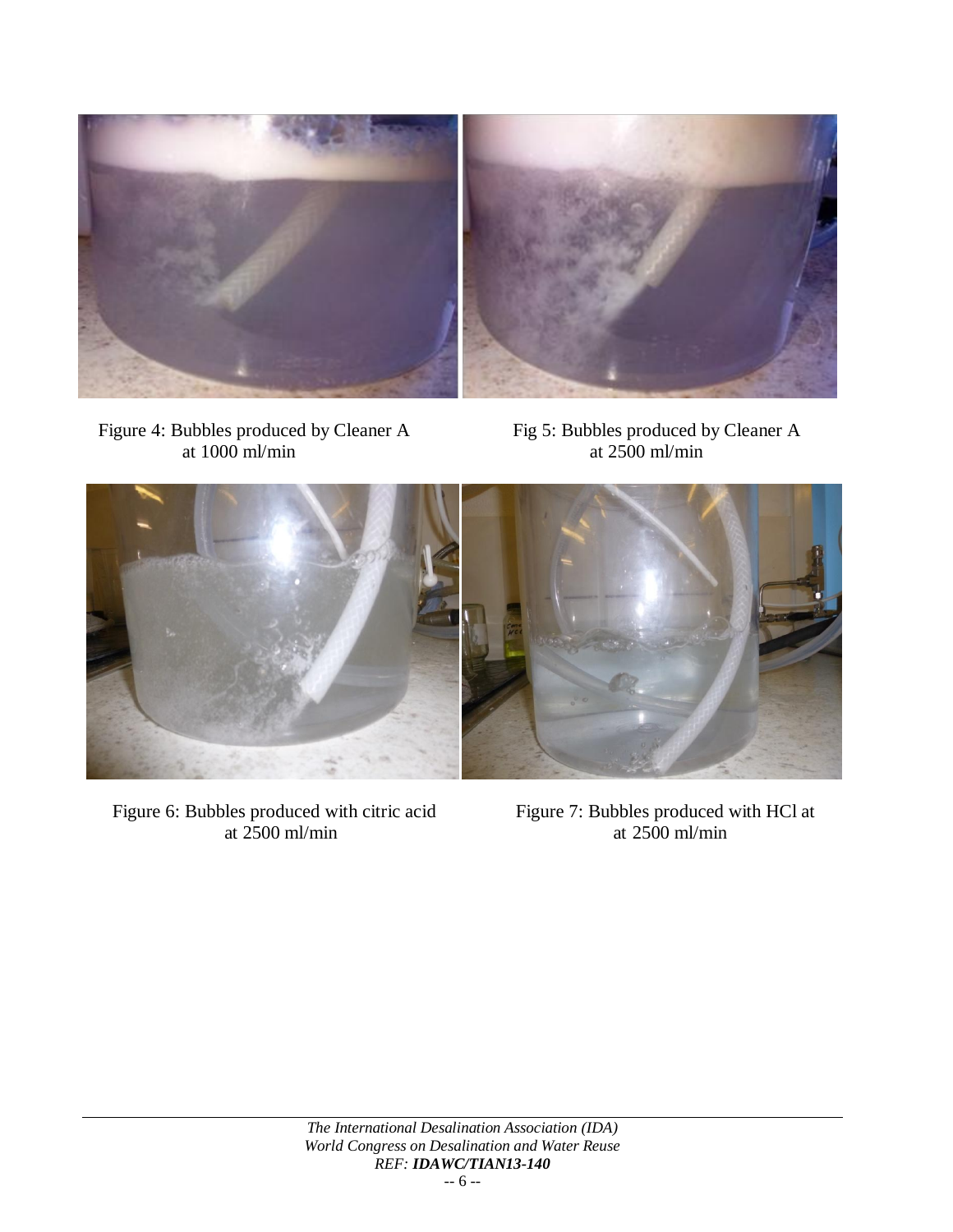Figure 4: Bubbles produced by Cleaner A at 1000 ml/min

Fig 5: Bubbles produced by Cleaner A at 2500 ml/min

Figure 6: Bubbles produced with citric acid at 2500 ml/min

Figure 7: Bubbles produced with HCl at at 2500 ml/min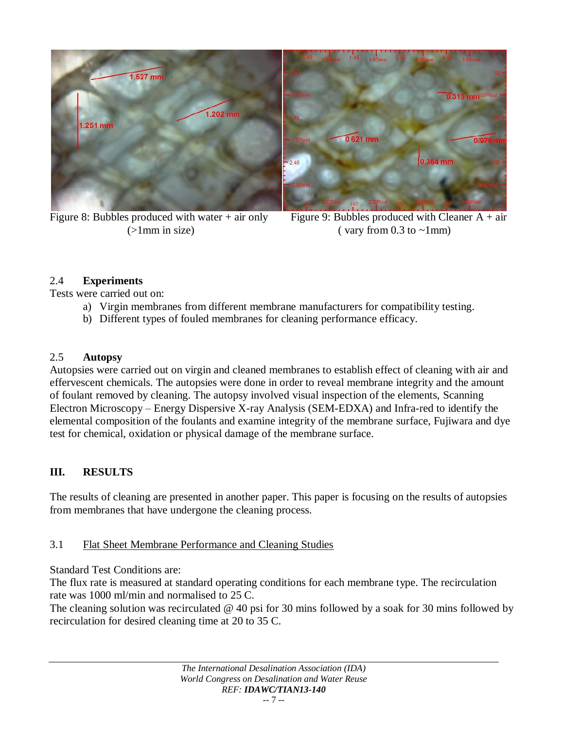Figure 8: Bubbles produced with water + air only (>1mm in size)

Figure 9: Bubbles produced with Cleaner A + air ( vary from 0.3 to ~1mm)

## 2.4 **Experiments**

Tests were carried out on:

a) Virgin membranes from different membrane manufacturers for compatibility testing.
b) Different types of fouled membranes for cleaning performance efficacy.

## 2.5 **Autopsy**

Autopsies were carried out on virgin and cleaned membranes to establish effect of cleaning with air and effervescent chemicals. The autopsies were done in order to reveal membrane integrity and the amount of foulant removed by cleaning. The autopsy involved visual inspection of the elements, Scanning Electron Microscopy – Energy Dispersive X-ray Analysis (SEM-EDXA) and Infra-red to identify the elemental composition of the foulants and examine integrity of the membrane surface, Fujiwara and dye test for chemical, oxidation or physical damage of the membrane surface.

# III. RESULTS

The results of cleaning are presented in another paper. This paper is focusing on the results of autopsies from membranes that have undergone the cleaning process.

## 3.1 Flat Sheet Membrane Performance and Cleaning Studies

Standard Test Conditions are:

The flux rate is measured at standard operating conditions for each membrane type. The recirculation rate was 1000 ml/min and normalised to 25 C.

The cleaning solution was recirculated @ 40 psi for 30 mins followed by a soak for 30 mins followed by recirculation for desired cleaning time at 20 to 35 C.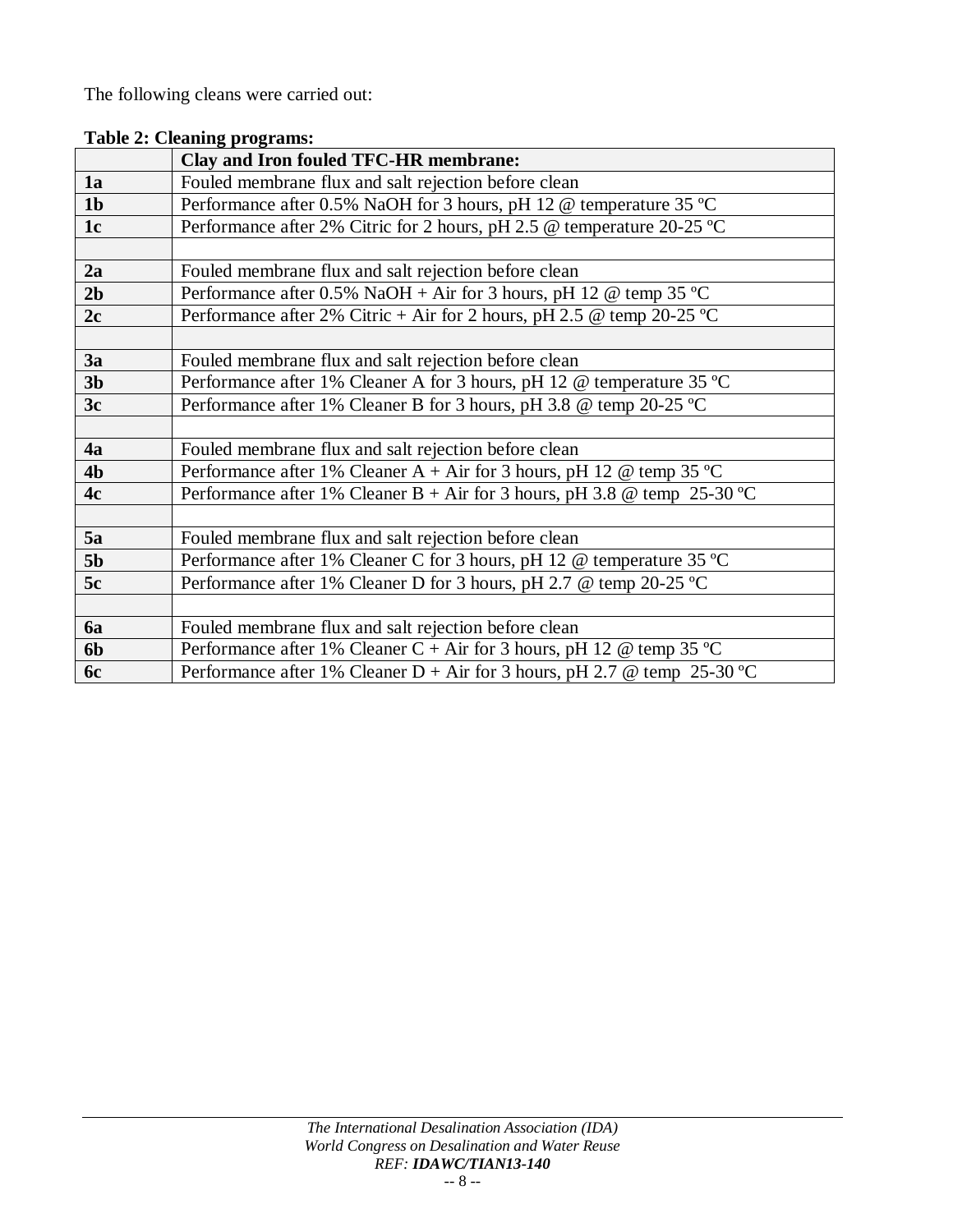The following cleans were carried out:

**Table 2: Cleaning programs:**

| | **Clay and Iron fouled TFC-HR membrane:** |
|---|---|
| **1a** | Fouled membrane flux and salt rejection before clean |
| **1b** | Performance after 0.5% NaOH for 3 hours, pH 12 @ temperature 35 ºC |
| **1c** | Performance after 2% Citric for 2 hours, pH 2.5 @ temperature 20-25 ºC |
| | |
| **2a** | Fouled membrane flux and salt rejection before clean |
| **2b** | Performance after 0.5% NaOH + Air for 3 hours, pH 12 @ temp 35 ºC |
| **2c** | Performance after 2% Citric + Air for 2 hours, pH 2.5 @ temp 20-25 ºC |
| | |
| **3a** | Fouled membrane flux and salt rejection before clean |
| **3b** | Performance after 1% Cleaner A for 3 hours, pH 12 @ temperature 35 ºC |
| **3c** | Performance after 1% Cleaner B for 3 hours, pH 3.8 @ temp 20-25 ºC |
| | |
| **4a** | Fouled membrane flux and salt rejection before clean |
| **4b** | Performance after 1% Cleaner A + Air for 3 hours, pH 12 @ temp 35 ºC |
| **4c** | Performance after 1% Cleaner B + Air for 3 hours, pH 3.8 @ temp 25-30 ºC |
| | |
| **5a** | Fouled membrane flux and salt rejection before clean |
| **5b** | Performance after 1% Cleaner C for 3 hours, pH 12 @ temperature 35 ºC |
| **5c** | Performance after 1% Cleaner D for 3 hours, pH 2.7 @ temp 20-25 ºC |
| | |
| **6a** | Fouled membrane flux and salt rejection before clean |
| **6b** | Performance after 1% Cleaner C + Air for 3 hours, pH 12 @ temp 35 ºC |
| **6c** | Performance after 1% Cleaner D + Air for 3 hours, pH 2.7 @ temp 25-30 ºC |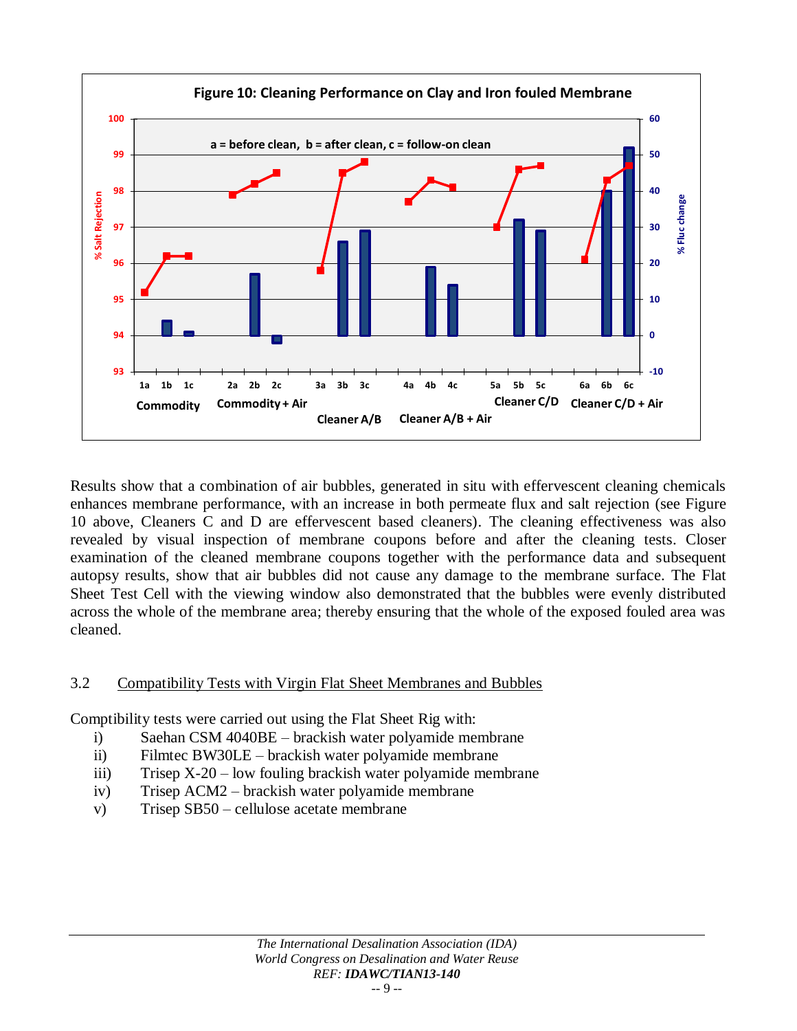**Figure 10: Cleaning Performance on Clay and Iron fouled Membrane**

Results show that a combination of air bubbles, generated in situ with effervescent cleaning chemicals enhances membrane performance, with an increase in both permeate flux and salt rejection (see Figure 10 above, Cleaners C and D are effervescent based cleaners). The cleaning effectiveness was also revealed by visual inspection of membrane coupons before and after the cleaning tests. Closer examination of the cleaned membrane coupons together with the performance data and subsequent autopsy results, show that air bubbles did not cause any damage to the membrane surface. The Flat Sheet Test Cell with the viewing window also demonstrated that the bubbles were evenly distributed across the whole of the membrane area; thereby ensuring that the whole of the exposed fouled area was cleaned.

### 3.2 Compatibility Tests with Virgin Flat Sheet Membranes and Bubbles

Comptibility tests were carried out using the Flat Sheet Rig with:

i) Saehan CSM 4040BE – brackish water polyamide membrane
ii) Filmtec BW30LE – brackish water polyamide membrane
iii) Trisep X-20 – low fouling brackish water polyamide membrane
iv) Trisep ACM2 – brackish water polyamide membrane
v) Trisep SB50 – cellulose acetate membrane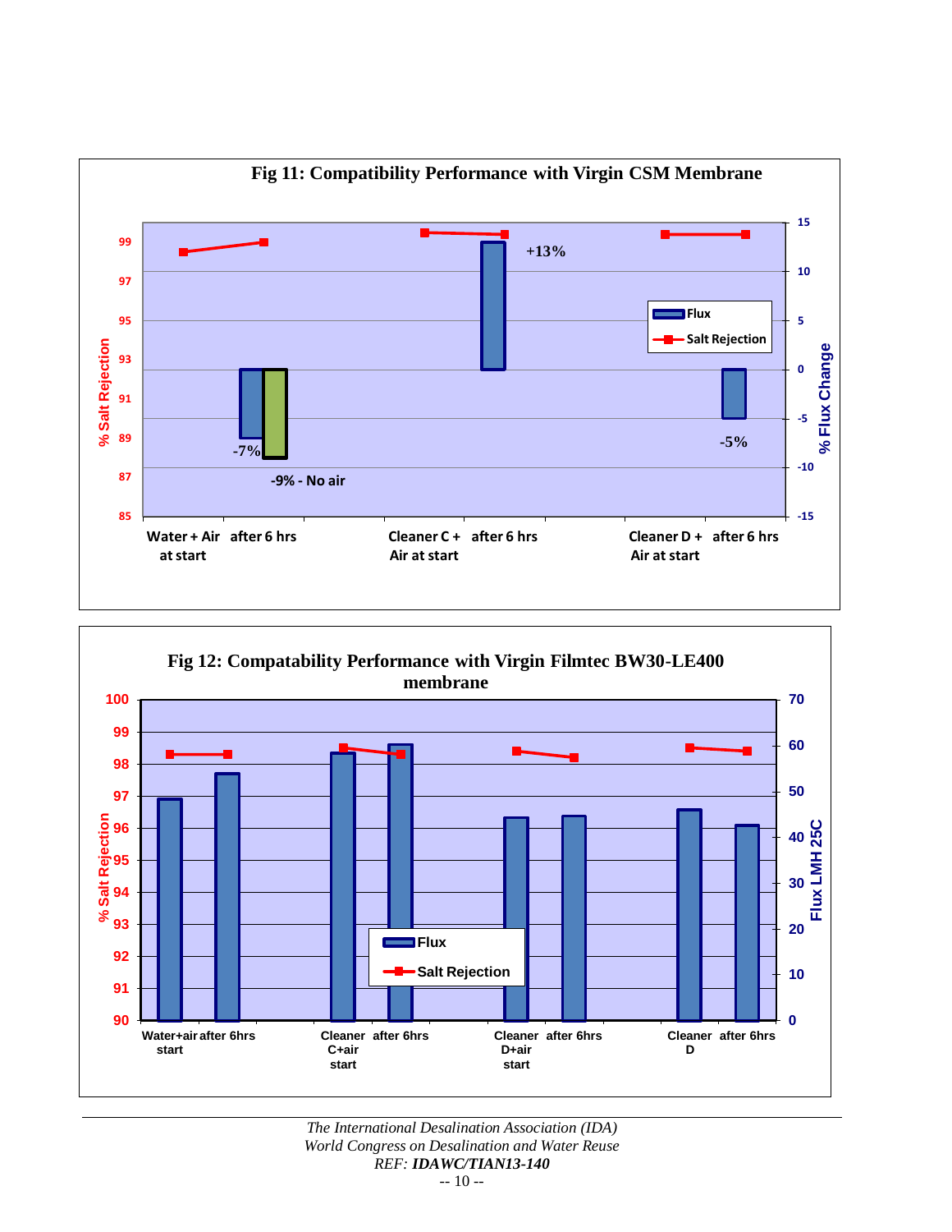**Fig 11: Compatibility Performance with Virgin CSM Membrane**

% Salt Rejection | % Flux Change

Water + Air at start | after 6 hrs | Cleaner C + Air at start | after 6 hrs | Cleaner D + Air at start | after 6 hrs

-7% | -9% - No air | +13% | -5%

Flux | Salt Rejection

**Fig 12: Compatability Performance with Virgin Filmtec BW30-LE400 membrane**

% Salt Rejection | Flux LMH 25C

Water+air start | after 6hrs | Cleaner C+air start | after 6hrs | Cleaner D+air start | after 6hrs | Cleaner D | after 6hrs

Flux | Salt Rejection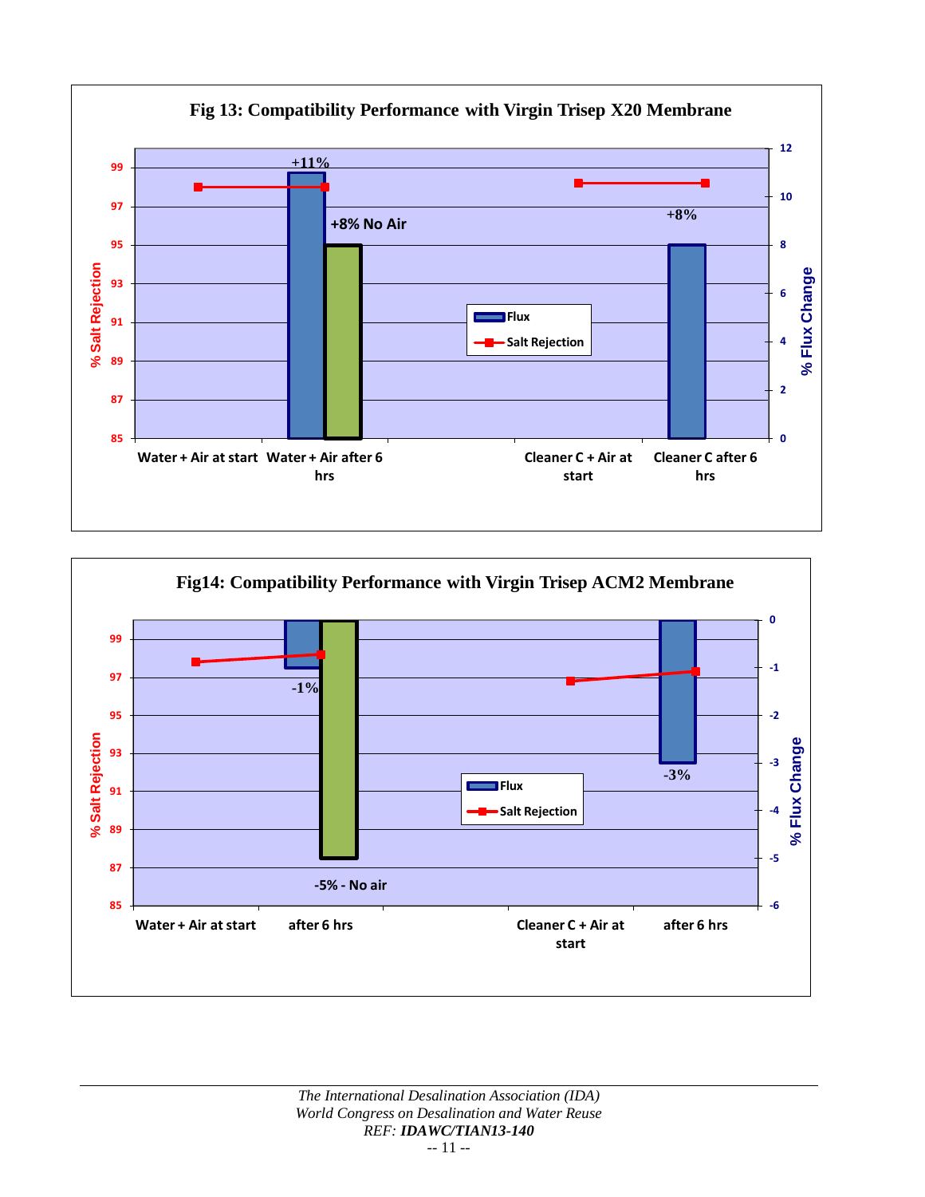**Fig 13: Compatibility Performance with Virgin Trisep X20 Membrane**

% Salt Rejection (left axis: 85–99); % Flux Change (right axis: 0–12)

Legend: Flux; Salt Rejection

Categories: Water + Air at start; Water + Air after 6 hrs; Cleaner C + Air at start; Cleaner C after 6 hrs

Labels: +11%; +8% No Air; +8%

**Fig14: Compatibility Performance with Virgin Trisep ACM2 Membrane**

% Salt Rejection (left axis: 85–99); % Flux Change (right axis: 0 to -6)

Legend: Flux; Salt Rejection

Categories: Water + Air at start; after 6 hrs; Cleaner C + Air at start; after 6 hrs

Labels: -1%; -5% - No air; -3%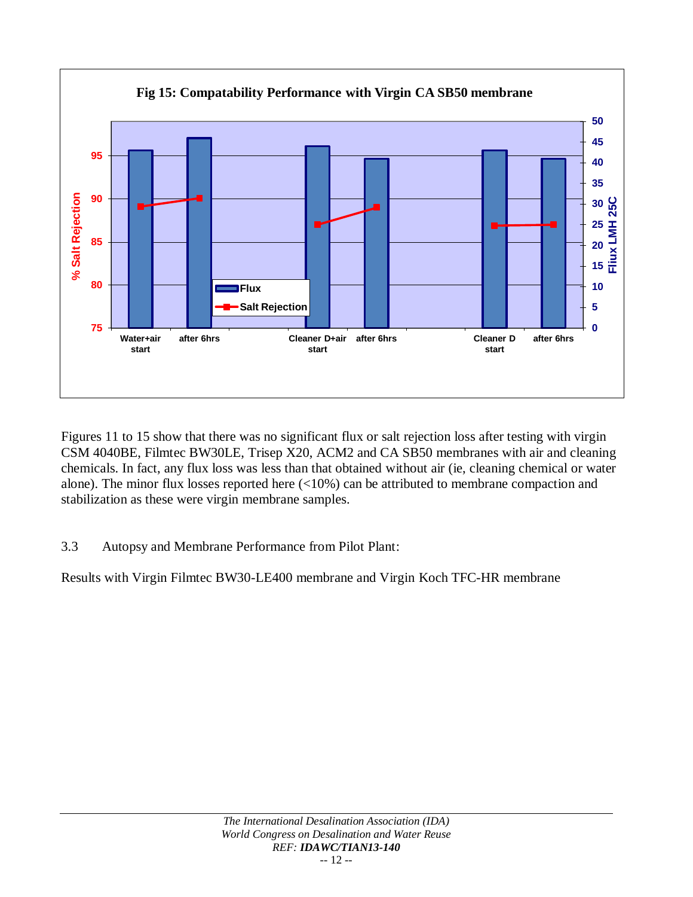**Fig 15: Compatability Performance with Virgin CA SB50 membrane**

Figures 11 to 15 show that there was no significant flux or salt rejection loss after testing with virgin CSM 4040BE, Filmtec BW30LE, Trisep X20, ACM2 and CA SB50 membranes with air and cleaning chemicals. In fact, any flux loss was less than that obtained without air (ie, cleaning chemical or water alone). The minor flux losses reported here (<10%) can be attributed to membrane compaction and stabilization as these were virgin membrane samples.

## 3.3 Autopsy and Membrane Performance from Pilot Plant:

Results with Virgin Filmtec BW30-LE400 membrane and Virgin Koch TFC-HR membrane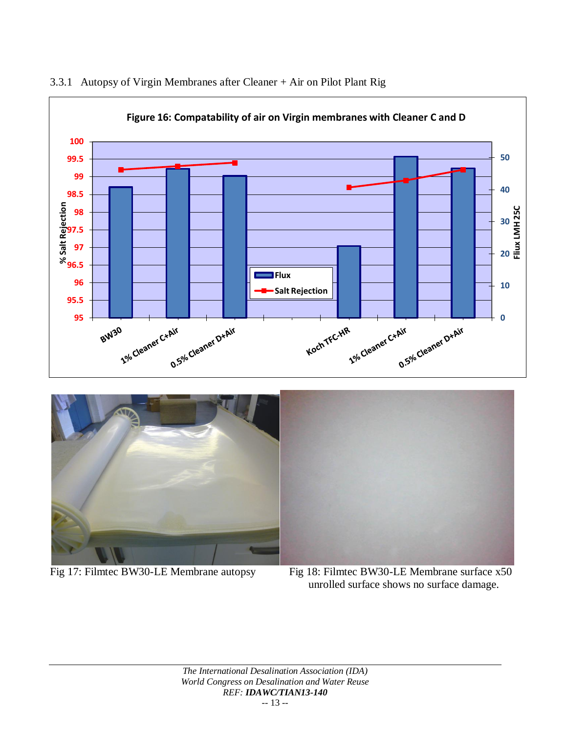### 3.3.1 Autopsy of Virgin Membranes after Cleaner + Air on Pilot Plant Rig

**Figure 16: Compatability of air on Virgin membranes with Cleaner C and D**

Fig 17: Filmtec BW30-LE Membrane autopsy

Fig 18: Filmtec BW30-LE Membrane surface x50 unrolled surface shows no surface damage.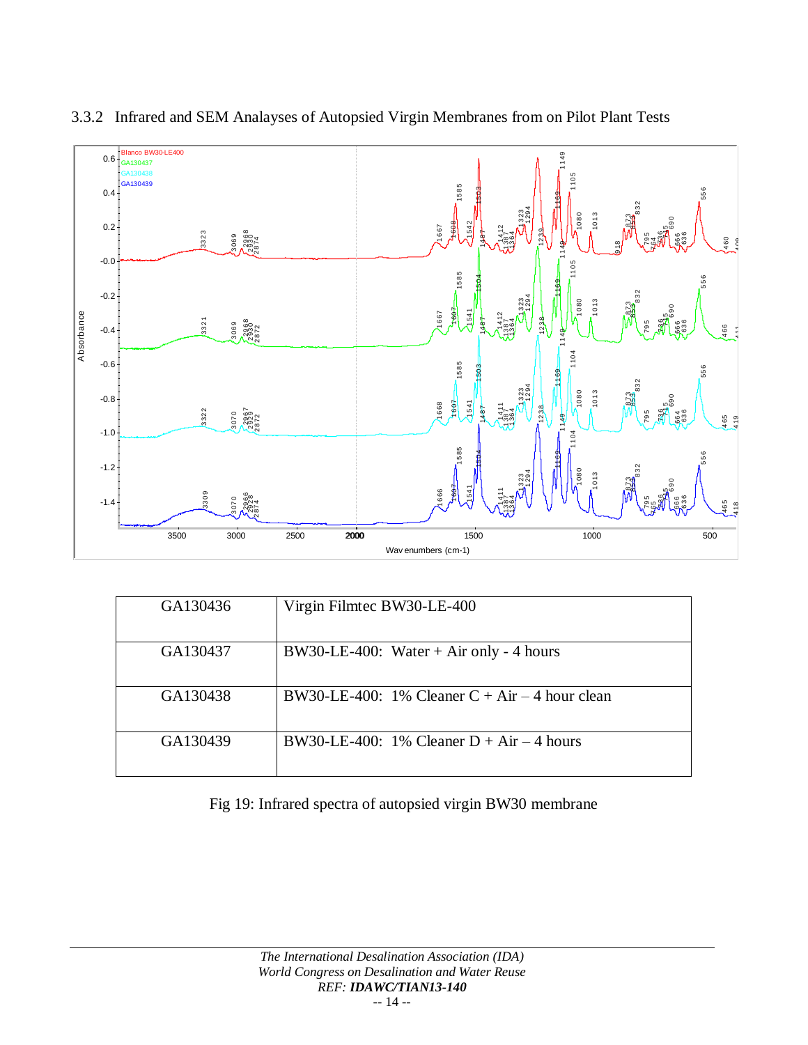### 3.3.2 Infrared and SEM Analayses of Autopsied Virgin Membranes from on Pilot Plant Tests

| GA130436 | Virgin Filmtec BW30-LE-400 |
|---|---|
| GA130437 | BW30-LE-400: Water + Air only - 4 hours |
| GA130438 | BW30-LE-400: 1% Cleaner C + Air – 4 hour clean |
| GA130439 | BW30-LE-400: 1% Cleaner D + Air – 4 hours |

Fig 19: Infrared spectra of autopsied virgin BW30 membrane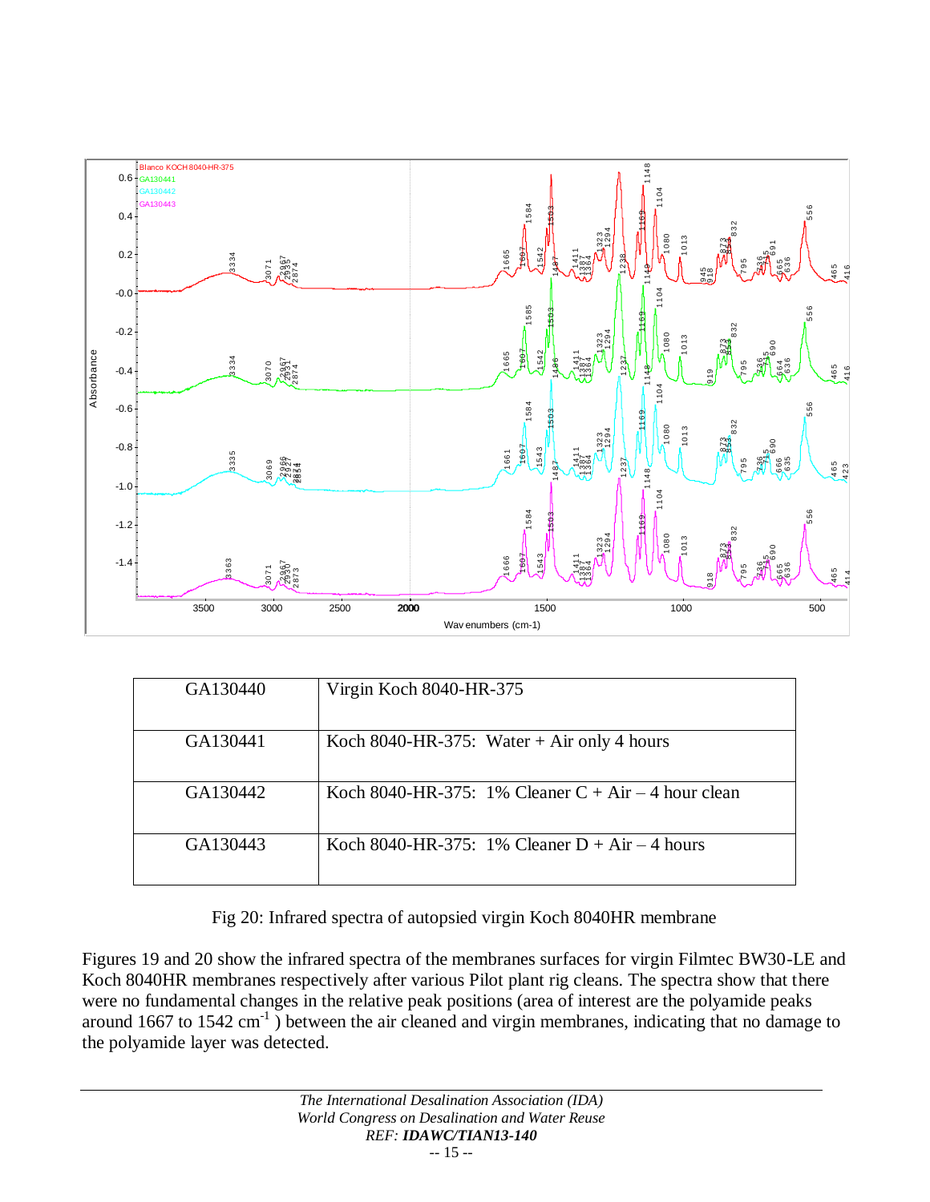| GA130440 | Virgin Koch 8040-HR-375 |
|---|---|
| GA130441 | Koch 8040-HR-375: Water + Air only 4 hours |
| GA130442 | Koch 8040-HR-375: 1% Cleaner C + Air – 4 hour clean |
| GA130443 | Koch 8040-HR-375: 1% Cleaner D + Air – 4 hours |

Fig 20: Infrared spectra of autopsied virgin Koch 8040HR membrane

Figures 19 and 20 show the infrared spectra of the membranes surfaces for virgin Filmtec BW30-LE and Koch 8040HR membranes respectively after various Pilot plant rig cleans. The spectra show that there were no fundamental changes in the relative peak positions (area of interest are the polyamide peaks around 1667 to 1542 $cm^{-1}$ ) between the air cleaned and virgin membranes, indicating that no damage to the polyamide layer was detected.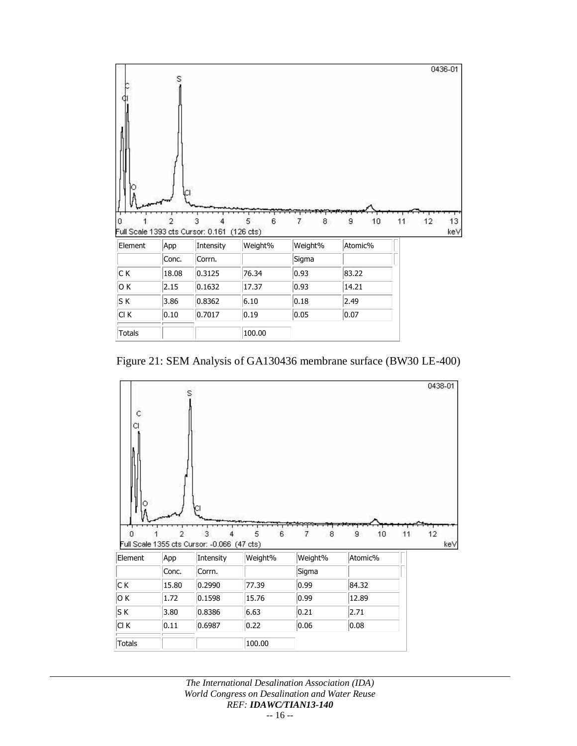| Element | App | Intensity | Weight% | Weight% | Atomic% |
|---|---|---|---|---|---|
| | Conc. | Corrn. | | Sigma | |
| C K | 18.08 | 0.3125 | 76.34 | 0.93 | 83.22 |
| O K | 2.15 | 0.1632 | 17.37 | 0.93 | 14.21 |
| S K | 3.86 | 0.8362 | 6.10 | 0.18 | 2.49 |
| Cl K | 0.10 | 0.7017 | 0.19 | 0.05 | 0.07 |
| Totals | | | 100.00 | | |

Figure 21: SEM Analysis of GA130436 membrane surface (BW30 LE-400)

| Element | App | Intensity | Weight% | Weight% | Atomic% |
|---|---|---|---|---|---|
| | Conc. | Corrn. | | Sigma | |
| C K | 15.80 | 0.2990 | 77.39 | 0.99 | 84.32 |
| O K | 1.72 | 0.1598 | 15.76 | 0.99 | 12.89 |
| S K | 3.80 | 0.8386 | 6.63 | 0.21 | 2.71 |
| Cl K | 0.11 | 0.6987 | 0.22 | 0.06 | 0.08 |
| Totals | | | 100.00 | | |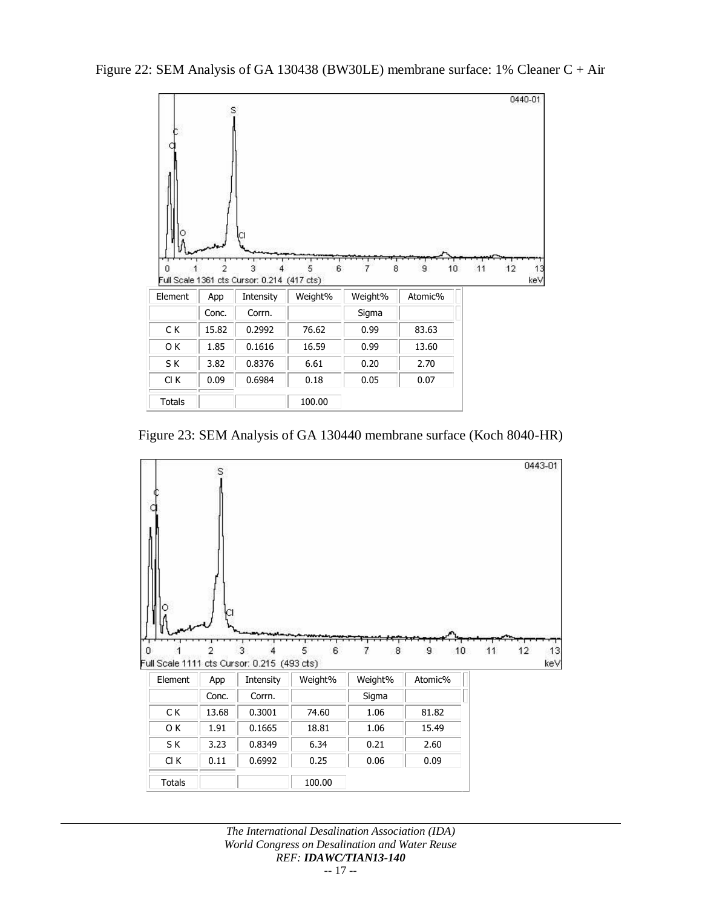Figure 22: SEM Analysis of GA 130438 (BW30LE) membrane surface: 1% Cleaner C + Air

| Element | App Conc. | Intensity Corrn. | Weight% | Weight% Sigma | Atomic% |
|---|---|---|---|---|---|
| C K | 15.82 | 0.2992 | 76.62 | 0.99 | 83.63 |
| O K | 1.85 | 0.1616 | 16.59 | 0.99 | 13.60 |
| S K | 3.82 | 0.8376 | 6.61 | 0.20 | 2.70 |
| Cl K | 0.09 | 0.6984 | 0.18 | 0.05 | 0.07 |
| Totals | | | 100.00 | | |

Figure 23: SEM Analysis of GA 130440 membrane surface (Koch 8040-HR)

| Element | App Conc. | Intensity Corrn. | Weight% | Weight% Sigma | Atomic% |
|---|---|---|---|---|---|
| C K | 13.68 | 0.3001 | 74.60 | 1.06 | 81.82 |
| O K | 1.91 | 0.1665 | 18.81 | 1.06 | 15.49 |
| S K | 3.23 | 0.8349 | 6.34 | 0.21 | 2.60 |
| Cl K | 0.11 | 0.6992 | 0.25 | 0.06 | 0.09 |
| Totals | | | 100.00 | | |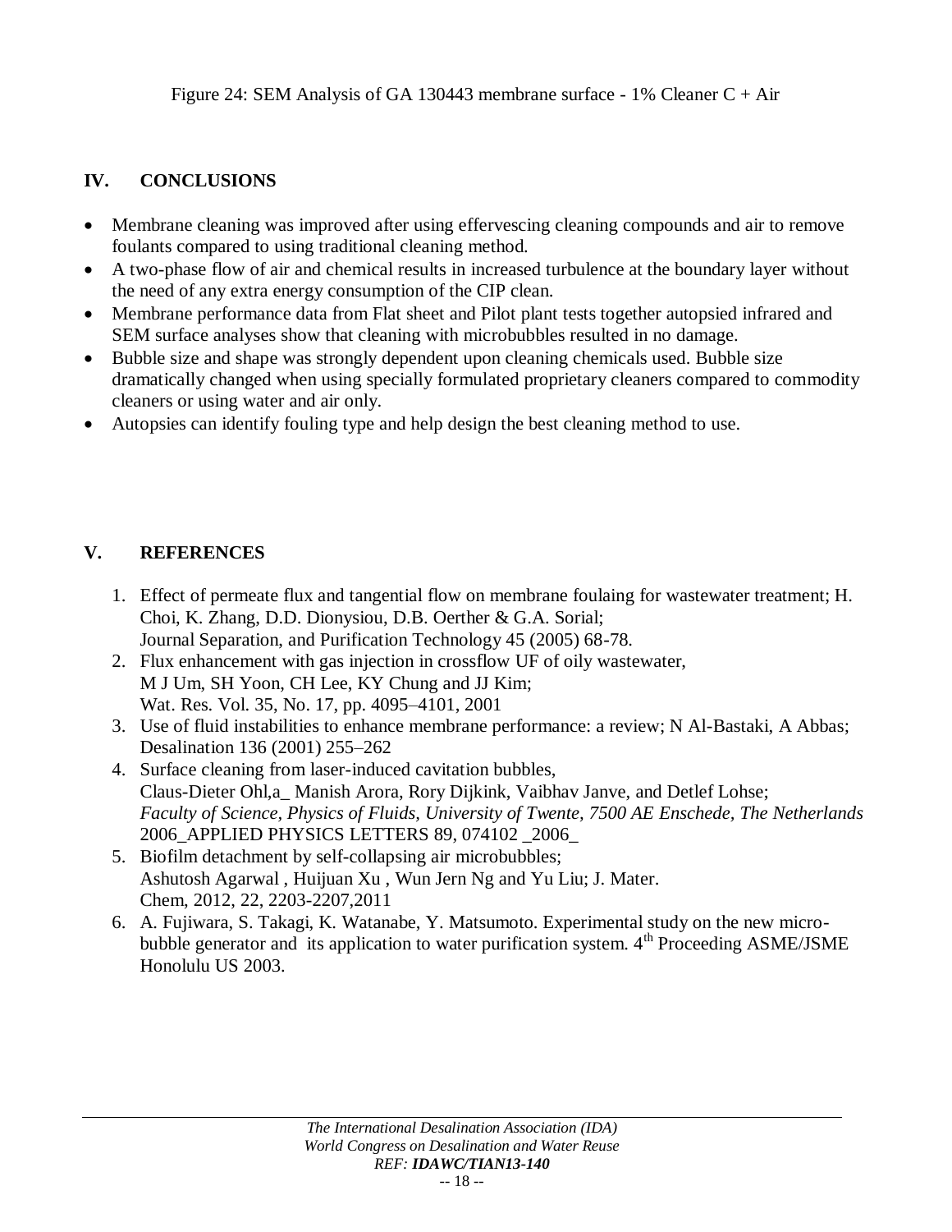Figure 24: SEM Analysis of GA 130443 membrane surface - 1% Cleaner C + Air

## IV. CONCLUSIONS

- Membrane cleaning was improved after using effervescing cleaning compounds and air to remove foulants compared to using traditional cleaning method.
- A two-phase flow of air and chemical results in increased turbulence at the boundary layer without the need of any extra energy consumption of the CIP clean.
- Membrane performance data from Flat sheet and Pilot plant tests together autopsied infrared and SEM surface analyses show that cleaning with microbubbles resulted in no damage.
- Bubble size and shape was strongly dependent upon cleaning chemicals used. Bubble size dramatically changed when using specially formulated proprietary cleaners compared to commodity cleaners or using water and air only.
- Autopsies can identify fouling type and help design the best cleaning method to use.

## V. REFERENCES

1. Effect of permeate flux and tangential flow on membrane foulaing for wastewater treatment; H. Choi, K. Zhang, D.D. Dionysiou, D.B. Oerther & G.A. Sorial;
   Journal Separation, and Purification Technology 45 (2005) 68-78.
2. Flux enhancement with gas injection in crossflow UF of oily wastewater,
   M J Um, SH Yoon, CH Lee, KY Chung and JJ Kim;
   Wat. Res. Vol. 35, No. 17, pp. 4095–4101, 2001
3. Use of fluid instabilities to enhance membrane performance: a review; N Al-Bastaki, A Abbas; Desalination 136 (2001) 255–262
4. Surface cleaning from laser-induced cavitation bubbles,
   Claus-Dieter Ohl,a_ Manish Arora, Rory Dijkink, Vaibhav Janve, and Detlef Lohse;
   *Faculty of Science, Physics of Fluids, University of Twente, 7500 AE Enschede, The Netherlands*
   2006_APPLIED PHYSICS LETTERS 89, 074102 _2006_
5. Biofilm detachment by self-collapsing air microbubbles;
   Ashutosh Agarwal , Huijuan Xu , Wun Jern Ng and Yu Liu; J. Mater.
   Chem, 2012, 22, 2203-2207,2011
6. A. Fujiwara, S. Takagi, K. Watanabe, Y. Matsumoto. Experimental study on the new micro-bubble generator and its application to water purification system. 4th Proceeding ASME/JSME Honolulu US 2003.